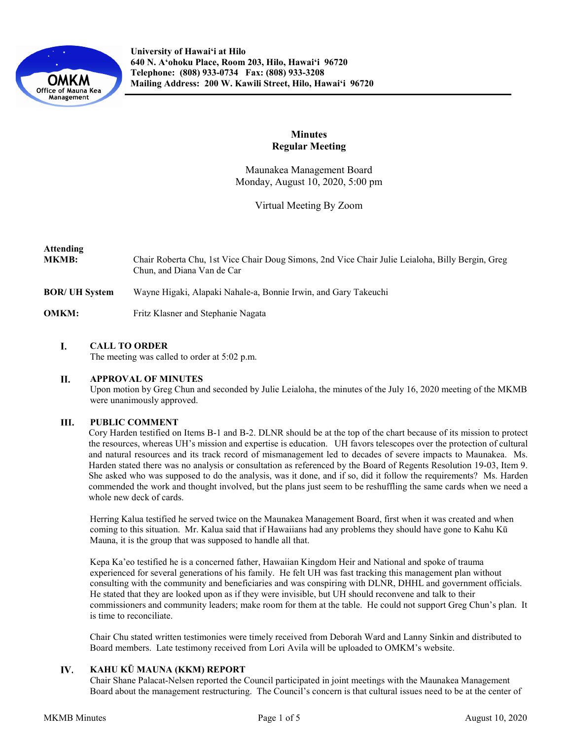University of Hawaiʻi at Hilo
640 N. Aʻohoku Place, Room 203, Hilo, Hawaiʻi 96720
Telephone: (808) 933-0734 Fax: (808) 933-3208
Mailing Address: 200 W. Kawili Street, Hilo, Hawaiʻi 96720

# Minutes
## Regular Meeting

Maunakea Management Board
Monday, August 10, 2020, 5:00 pm

Virtual Meeting By Zoom

**Attending**

**MKMB:** Chair Roberta Chu, 1st Vice Chair Doug Simons, 2nd Vice Chair Julie Leialoha, Billy Bergin, Greg Chun, and Diana Van de Car

**BOR/ UH System** Wayne Higaki, Alapaki Nahale-a, Bonnie Irwin, and Gary Takeuchi

**OMKM:** Fritz Klasner and Stephanie Nagata

**I. CALL TO ORDER**

The meeting was called to order at 5:02 p.m.

**II. APPROVAL OF MINUTES**

Upon motion by Greg Chun and seconded by Julie Leialoha, the minutes of the July 16, 2020 meeting of the MKMB were unanimously approved.

**III. PUBLIC COMMENT**

Cory Harden testified on Items B-1 and B-2. DLNR should be at the top of the chart because of its mission to protect the resources, whereas UH's mission and expertise is education. UH favors telescopes over the protection of cultural and natural resources and its track record of mismanagement led to decades of severe impacts to Maunakea. Ms. Harden stated there was no analysis or consultation as referenced by the Board of Regents Resolution 19-03, Item 9. She asked who was supposed to do the analysis, was it done, and if so, did it follow the requirements? Ms. Harden commended the work and thought involved, but the plans just seem to be reshuffling the same cards when we need a whole new deck of cards.

Herring Kalua testified he served twice on the Maunakea Management Board, first when it was created and when coming to this situation. Mr. Kalua said that if Hawaiians had any problems they should have gone to Kahu Kū Mauna, it is the group that was supposed to handle all that.

Kepa Ka'eo testified he is a concerned father, Hawaiian Kingdom Heir and National and spoke of trauma experienced for several generations of his family. He felt UH was fast tracking this management plan without consulting with the community and beneficiaries and was conspiring with DLNR, DHHL and government officials. He stated that they are looked upon as if they were invisible, but UH should reconvene and talk to their commissioners and community leaders; make room for them at the table. He could not support Greg Chun's plan. It is time to reconciliate.

Chair Chu stated written testimonies were timely received from Deborah Ward and Lanny Sinkin and distributed to Board members. Late testimony received from Lori Avila will be uploaded to OMKM's website.

**IV. KAHU KŪ MAUNA (KKM) REPORT**

Chair Shane Palacat-Nelsen reported the Council participated in joint meetings with the Maunakea Management Board about the management restructuring. The Council's concern is that cultural issues need to be at the center of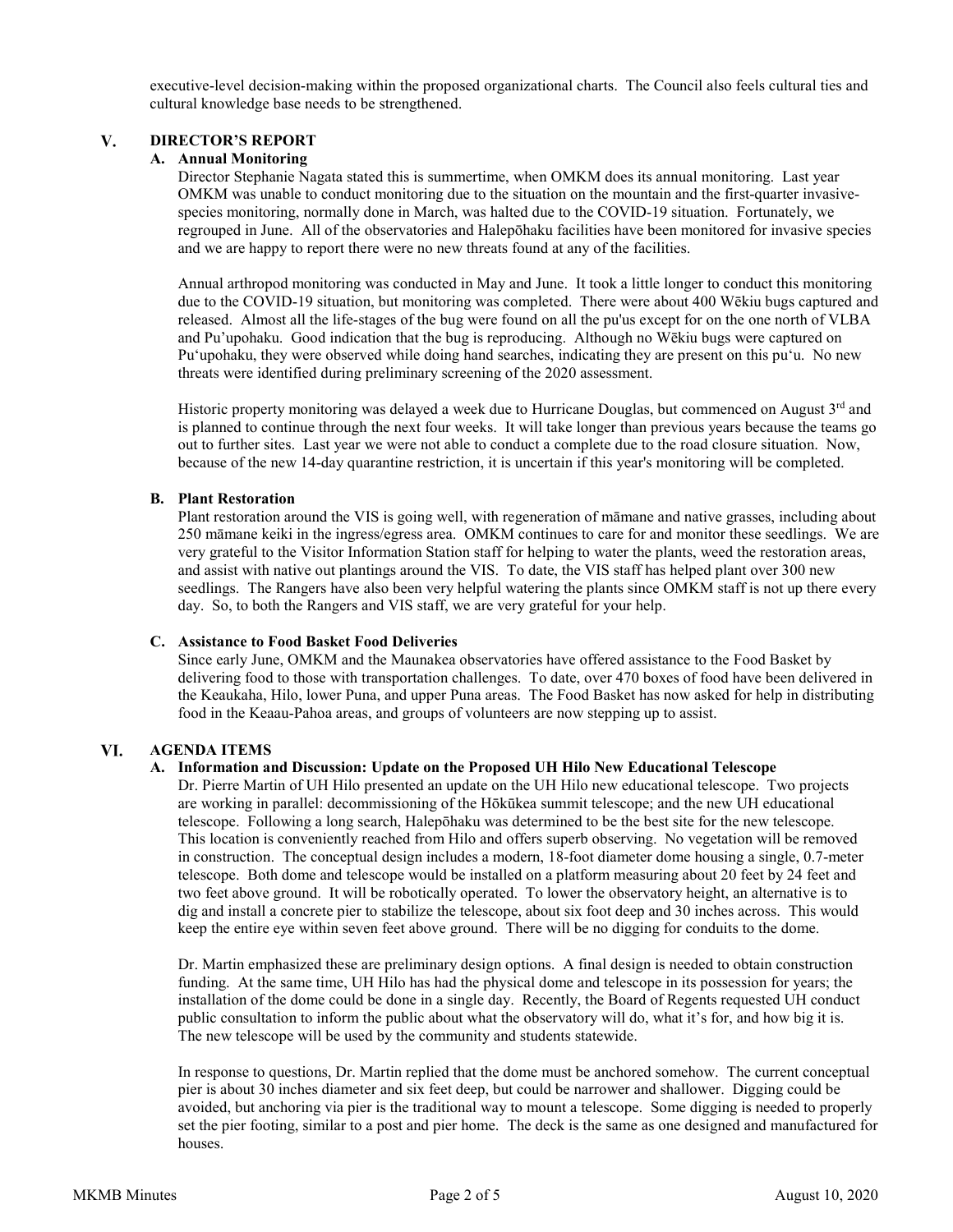executive-level decision-making within the proposed organizational charts. The Council also feels cultural ties and cultural knowledge base needs to be strengthened.

## V. DIRECTOR'S REPORT

### A. Annual Monitoring

Director Stephanie Nagata stated this is summertime, when OMKM does its annual monitoring. Last year OMKM was unable to conduct monitoring due to the situation on the mountain and the first-quarter invasive-species monitoring, normally done in March, was halted due to the COVID-19 situation. Fortunately, we regrouped in June. All of the observatories and Halepōhaku facilities have been monitored for invasive species and we are happy to report there were no new threats found at any of the facilities.

Annual arthropod monitoring was conducted in May and June. It took a little longer to conduct this monitoring due to the COVID-19 situation, but monitoring was completed. There were about 400 Wēkiu bugs captured and released. Almost all the life-stages of the bug were found on all the pu'us except for on the one north of VLBA and Pu'upohaku. Good indication that the bug is reproducing. Although no Wēkiu bugs were captured on Pu'upohaku, they were observed while doing hand searches, indicating they are present on this pu'u. No new threats were identified during preliminary screening of the 2020 assessment.

Historic property monitoring was delayed a week due to Hurricane Douglas, but commenced on August 3rd and is planned to continue through the next four weeks. It will take longer than previous years because the teams go out to further sites. Last year we were not able to conduct a complete due to the road closure situation. Now, because of the new 14-day quarantine restriction, it is uncertain if this year's monitoring will be completed.

### B. Plant Restoration

Plant restoration around the VIS is going well, with regeneration of māmane and native grasses, including about 250 māmane keiki in the ingress/egress area. OMKM continues to care for and monitor these seedlings. We are very grateful to the Visitor Information Station staff for helping to water the plants, weed the restoration areas, and assist with native out plantings around the VIS. To date, the VIS staff has helped plant over 300 new seedlings. The Rangers have also been very helpful watering the plants since OMKM staff is not up there every day. So, to both the Rangers and VIS staff, we are very grateful for your help.

### C. Assistance to Food Basket Food Deliveries

Since early June, OMKM and the Maunakea observatories have offered assistance to the Food Basket by delivering food to those with transportation challenges. To date, over 470 boxes of food have been delivered in the Keaukaha, Hilo, lower Puna, and upper Puna areas. The Food Basket has now asked for help in distributing food in the Keaau-Pahoa areas, and groups of volunteers are now stepping up to assist.

## VI. AGENDA ITEMS

### A. Information and Discussion: Update on the Proposed UH Hilo New Educational Telescope

Dr. Pierre Martin of UH Hilo presented an update on the UH Hilo new educational telescope. Two projects are working in parallel: decommissioning of the Hōkūkea summit telescope; and the new UH educational telescope. Following a long search, Halepōhaku was determined to be the best site for the new telescope. This location is conveniently reached from Hilo and offers superb observing. No vegetation will be removed in construction. The conceptual design includes a modern, 18-foot diameter dome housing a single, 0.7-meter telescope. Both dome and telescope would be installed on a platform measuring about 20 feet by 24 feet and two feet above ground. It will be robotically operated. To lower the observatory height, an alternative is to dig and install a concrete pier to stabilize the telescope, about six foot deep and 30 inches across. This would keep the entire eye within seven feet above ground. There will be no digging for conduits to the dome.

Dr. Martin emphasized these are preliminary design options. A final design is needed to obtain construction funding. At the same time, UH Hilo has had the physical dome and telescope in its possession for years; the installation of the dome could be done in a single day. Recently, the Board of Regents requested UH conduct public consultation to inform the public about what the observatory will do, what it's for, and how big it is. The new telescope will be used by the community and students statewide.

In response to questions, Dr. Martin replied that the dome must be anchored somehow. The current conceptual pier is about 30 inches diameter and six feet deep, but could be narrower and shallower. Digging could be avoided, but anchoring via pier is the traditional way to mount a telescope. Some digging is needed to properly set the pier footing, similar to a post and pier home. The deck is the same as one designed and manufactured for houses.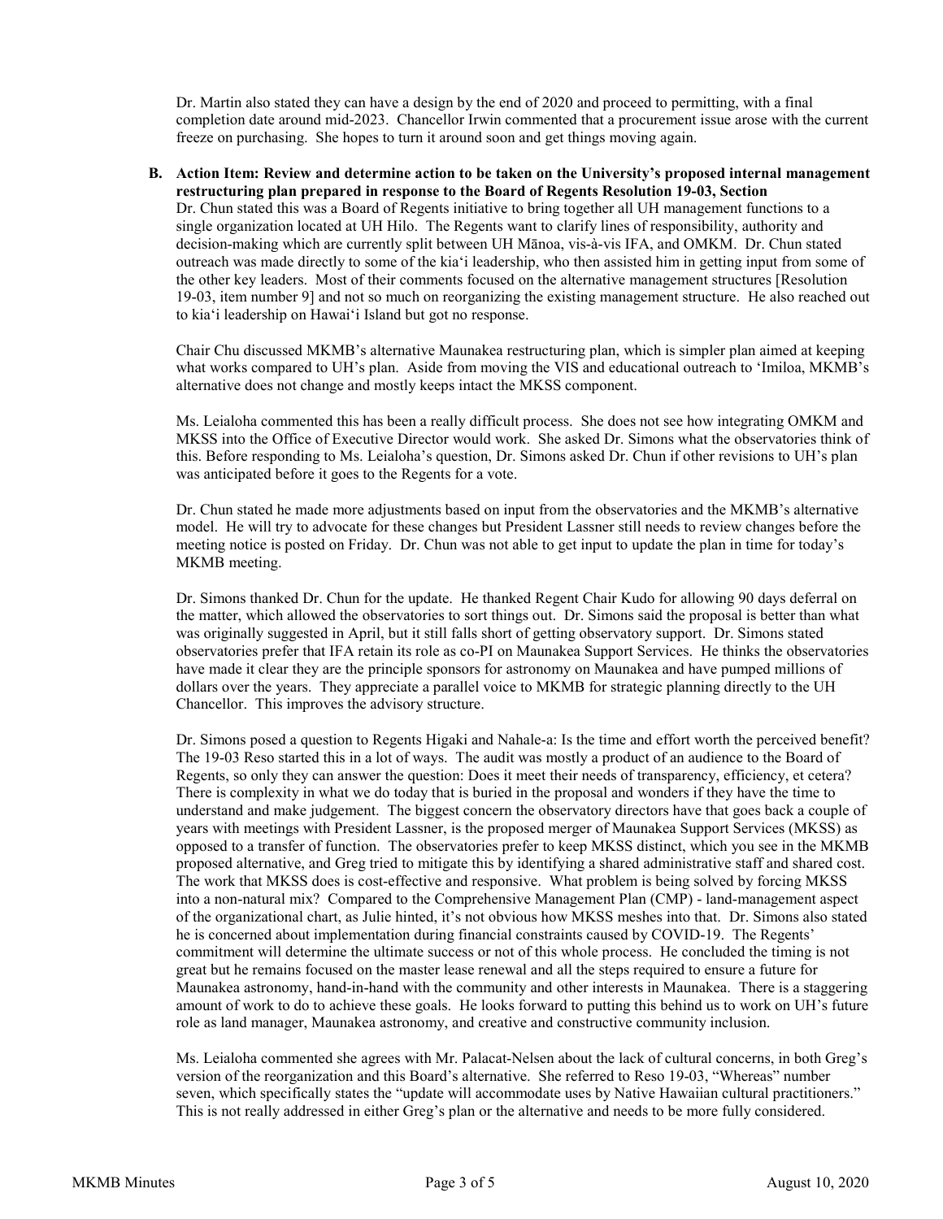Dr. Martin also stated they can have a design by the end of 2020 and proceed to permitting, with a final completion date around mid-2023. Chancellor Irwin commented that a procurement issue arose with the current freeze on purchasing. She hopes to turn it around soon and get things moving again.

**B. Action Item: Review and determine action to be taken on the University's proposed internal management restructuring plan prepared in response to the Board of Regents Resolution 19-03, Section**

Dr. Chun stated this was a Board of Regents initiative to bring together all UH management functions to a single organization located at UH Hilo. The Regents want to clarify lines of responsibility, authority and decision-making which are currently split between UH Mānoa, vis-à-vis IFA, and OMKM. Dr. Chun stated outreach was made directly to some of the kia'i leadership, who then assisted him in getting input from some of the other key leaders. Most of their comments focused on the alternative management structures [Resolution 19-03, item number 9] and not so much on reorganizing the existing management structure. He also reached out to kia'i leadership on Hawai'i Island but got no response.

Chair Chu discussed MKMB's alternative Maunakea restructuring plan, which is simpler plan aimed at keeping what works compared to UH's plan. Aside from moving the VIS and educational outreach to 'Imiloa, MKMB's alternative does not change and mostly keeps intact the MKSS component.

Ms. Leialoha commented this has been a really difficult process. She does not see how integrating OMKM and MKSS into the Office of Executive Director would work. She asked Dr. Simons what the observatories think of this. Before responding to Ms. Leialoha's question, Dr. Simons asked Dr. Chun if other revisions to UH's plan was anticipated before it goes to the Regents for a vote.

Dr. Chun stated he made more adjustments based on input from the observatories and the MKMB's alternative model. He will try to advocate for these changes but President Lassner still needs to review changes before the meeting notice is posted on Friday. Dr. Chun was not able to get input to update the plan in time for today's MKMB meeting.

Dr. Simons thanked Dr. Chun for the update. He thanked Regent Chair Kudo for allowing 90 days deferral on the matter, which allowed the observatories to sort things out. Dr. Simons said the proposal is better than what was originally suggested in April, but it still falls short of getting observatory support. Dr. Simons stated observatories prefer that IFA retain its role as co-PI on Maunakea Support Services. He thinks the observatories have made it clear they are the principle sponsors for astronomy on Maunakea and have pumped millions of dollars over the years. They appreciate a parallel voice to MKMB for strategic planning directly to the UH Chancellor. This improves the advisory structure.

Dr. Simons posed a question to Regents Higaki and Nahale-a: Is the time and effort worth the perceived benefit? The 19-03 Reso started this in a lot of ways. The audit was mostly a product of an audience to the Board of Regents, so only they can answer the question: Does it meet their needs of transparency, efficiency, et cetera? There is complexity in what we do today that is buried in the proposal and wonders if they have the time to understand and make judgement. The biggest concern the observatory directors have that goes back a couple of years with meetings with President Lassner, is the proposed merger of Maunakea Support Services (MKSS) as opposed to a transfer of function. The observatories prefer to keep MKSS distinct, which you see in the MKMB proposed alternative, and Greg tried to mitigate this by identifying a shared administrative staff and shared cost. The work that MKSS does is cost-effective and responsive. What problem is being solved by forcing MKSS into a non-natural mix? Compared to the Comprehensive Management Plan (CMP) - land-management aspect of the organizational chart, as Julie hinted, it's not obvious how MKSS meshes into that. Dr. Simons also stated he is concerned about implementation during financial constraints caused by COVID-19. The Regents' commitment will determine the ultimate success or not of this whole process. He concluded the timing is not great but he remains focused on the master lease renewal and all the steps required to ensure a future for Maunakea astronomy, hand-in-hand with the community and other interests in Maunakea. There is a staggering amount of work to do to achieve these goals. He looks forward to putting this behind us to work on UH's future role as land manager, Maunakea astronomy, and creative and constructive community inclusion.

Ms. Leialoha commented she agrees with Mr. Palacat-Nelsen about the lack of cultural concerns, in both Greg's version of the reorganization and this Board's alternative. She referred to Reso 19-03, "Whereas" number seven, which specifically states the "update will accommodate uses by Native Hawaiian cultural practitioners." This is not really addressed in either Greg's plan or the alternative and needs to be more fully considered.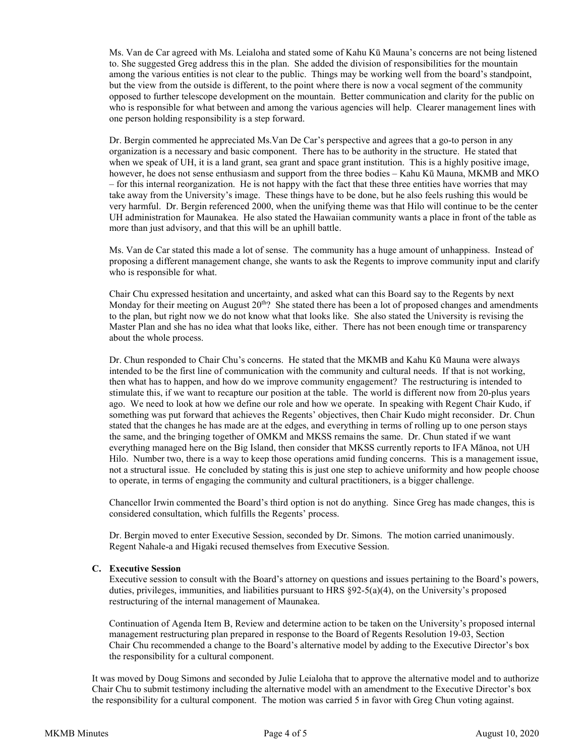Ms. Van de Car agreed with Ms. Leialoha and stated some of Kahu Kū Mauna's concerns are not being listened to. She suggested Greg address this in the plan. She added the division of responsibilities for the mountain among the various entities is not clear to the public. Things may be working well from the board's standpoint, but the view from the outside is different, to the point where there is now a vocal segment of the community opposed to further telescope development on the mountain. Better communication and clarity for the public on who is responsible for what between and among the various agencies will help. Clearer management lines with one person holding responsibility is a step forward.

Dr. Bergin commented he appreciated Ms.Van De Car's perspective and agrees that a go-to person in any organization is a necessary and basic component. There has to be authority in the structure. He stated that when we speak of UH, it is a land grant, sea grant and space grant institution. This is a highly positive image, however, he does not sense enthusiasm and support from the three bodies – Kahu Kū Mauna, MKMB and MKO – for this internal reorganization. He is not happy with the fact that these three entities have worries that may take away from the University's image. These things have to be done, but he also feels rushing this would be very harmful. Dr. Bergin referenced 2000, when the unifying theme was that Hilo will continue to be the center UH administration for Maunakea. He also stated the Hawaiian community wants a place in front of the table as more than just advisory, and that this will be an uphill battle.

Ms. Van de Car stated this made a lot of sense. The community has a huge amount of unhappiness. Instead of proposing a different management change, she wants to ask the Regents to improve community input and clarify who is responsible for what.

Chair Chu expressed hesitation and uncertainty, and asked what can this Board say to the Regents by next Monday for their meeting on August 20th? She stated there has been a lot of proposed changes and amendments to the plan, but right now we do not know what that looks like. She also stated the University is revising the Master Plan and she has no idea what that looks like, either. There has not been enough time or transparency about the whole process.

Dr. Chun responded to Chair Chu's concerns. He stated that the MKMB and Kahu Kū Mauna were always intended to be the first line of communication with the community and cultural needs. If that is not working, then what has to happen, and how do we improve community engagement? The restructuring is intended to stimulate this, if we want to recapture our position at the table. The world is different now from 20-plus years ago. We need to look at how we define our role and how we operate. In speaking with Regent Chair Kudo, if something was put forward that achieves the Regents' objectives, then Chair Kudo might reconsider. Dr. Chun stated that the changes he has made are at the edges, and everything in terms of rolling up to one person stays the same, and the bringing together of OMKM and MKSS remains the same. Dr. Chun stated if we want everything managed here on the Big Island, then consider that MKSS currently reports to IFA Mānoa, not UH Hilo. Number two, there is a way to keep those operations amid funding concerns. This is a management issue, not a structural issue. He concluded by stating this is just one step to achieve uniformity and how people choose to operate, in terms of engaging the community and cultural practitioners, is a bigger challenge.

Chancellor Irwin commented the Board's third option is not do anything. Since Greg has made changes, this is considered consultation, which fulfills the Regents' process.

Dr. Bergin moved to enter Executive Session, seconded by Dr. Simons. The motion carried unanimously. Regent Nahale-a and Higaki recused themselves from Executive Session.

**C. Executive Session**

Executive session to consult with the Board's attorney on questions and issues pertaining to the Board's powers, duties, privileges, immunities, and liabilities pursuant to HRS §92-5(a)(4), on the University's proposed restructuring of the internal management of Maunakea.

Continuation of Agenda Item B, Review and determine action to be taken on the University's proposed internal management restructuring plan prepared in response to the Board of Regents Resolution 19-03, Section Chair Chu recommended a change to the Board's alternative model by adding to the Executive Director's box the responsibility for a cultural component.

It was moved by Doug Simons and seconded by Julie Leialoha that to approve the alternative model and to authorize Chair Chu to submit testimony including the alternative model with an amendment to the Executive Director's box the responsibility for a cultural component. The motion was carried 5 in favor with Greg Chun voting against.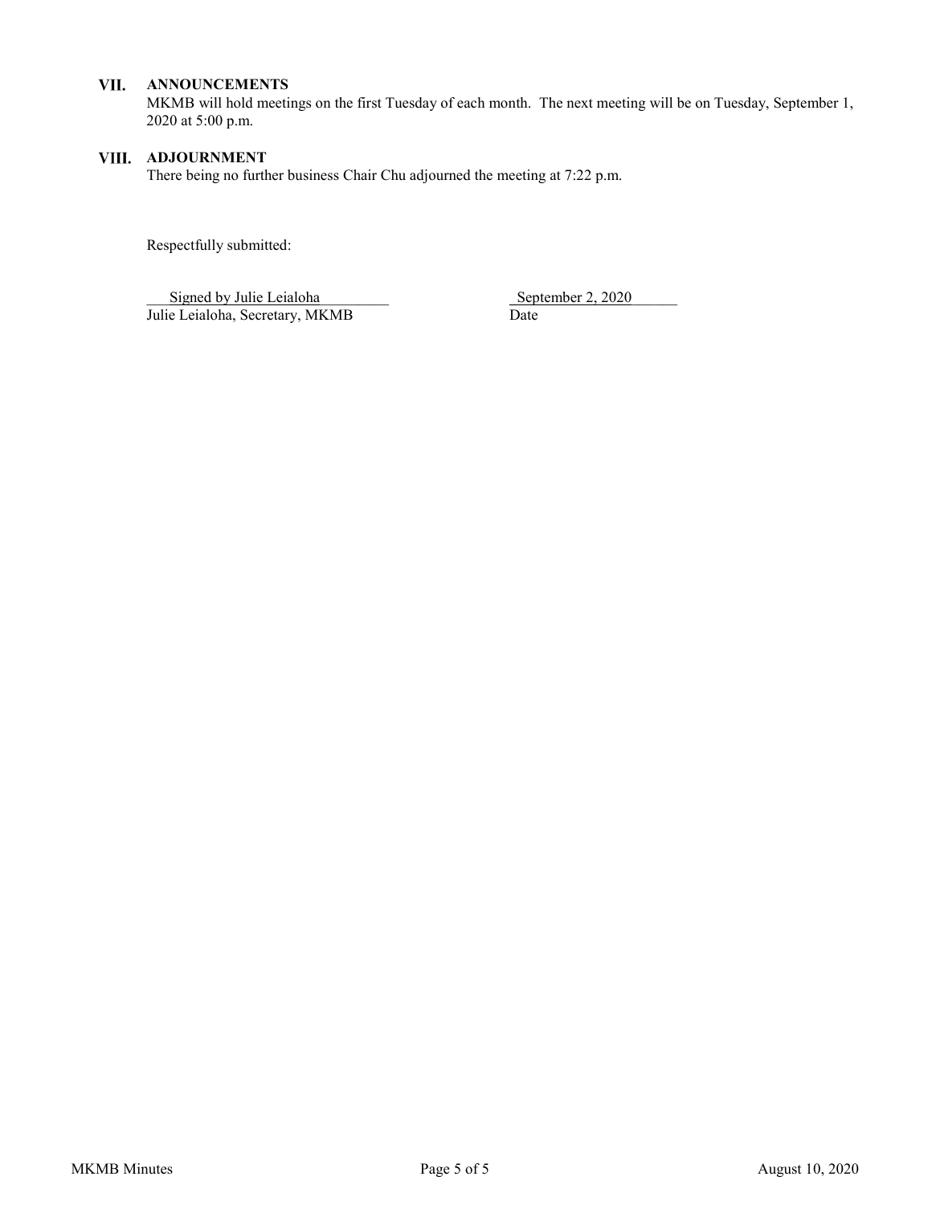## VII. ANNOUNCEMENTS

MKMB will hold meetings on the first Tuesday of each month. The next meeting will be on Tuesday, September 1, 2020 at 5:00 p.m.

## VIII. ADJOURNMENT

There being no further business Chair Chu adjourned the meeting at 7:22 p.m.

Respectfully submitted:

Signed by Julie Leialoha
Julie Leialoha, Secretary, MKMB

September 2, 2020
Date